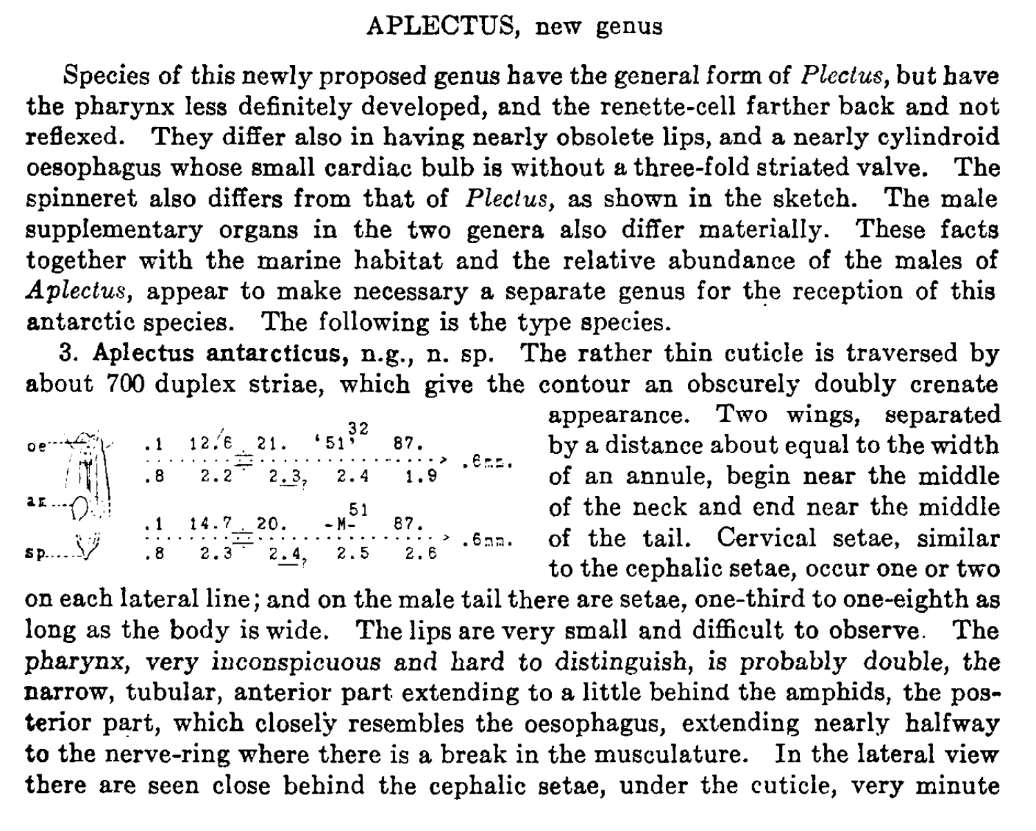# APLECTUS, new genus

Species of this newly proposed genus have the general form of *Plectus*, but have the pharynx less definitely developed, and the renette-cell farther back and not reflexed. They differ also in having nearly obsolete lips, and a nearly cylindroid oesophagus whose small cardiac bulb is without a three-fold striated valve. The spinneret also differs from that of *Plectus*, as shown in the sketch. The male supplementary organs in the two genera also differ materially. These facts together with the marine habitat and the relative abundance of the males of *Aplectus*, appear to make necessary a separate genus for the reception of this antarctic species. The following is the type species.

3. **Aplectus antarcticus, n.g., n. sp.** The rather thin cuticle is traversed by about 700 duplex striae, which give the contour an obscurely doubly crenate appearance. Two wings, separated by a distance about equal to the width of an annule, begin near the middle of the neck and end near the middle of the tail. Cervical setae, similar to the cephalic setae, occur one or two on each lateral line; and on the male tail there are setae, one-third to one-eighth as long as the body is wide.

```
              32
 .1  12.6  21.  '51'   87.
 ..............................> .6mm.
 .8   2.2   2.3   2.4   1.9

              51
 .1  14.7  20.  -M-    87.
 ..............................> .6mm.
 .8   2.3   2.4   2.5   2.6
```

The lips are very small and difficult to observe. The *pharynx, very inconspicuous and hard to distinguish, is probably double, the* narrow, tubular, anterior part extending to a little behind the amphids, the posterior part, which closely resembles the oesophagus, extending nearly halfway to the nerve-ring where there is a break in the musculature. In the lateral view there are seen close behind the cephalic setae, under the cuticle, very minute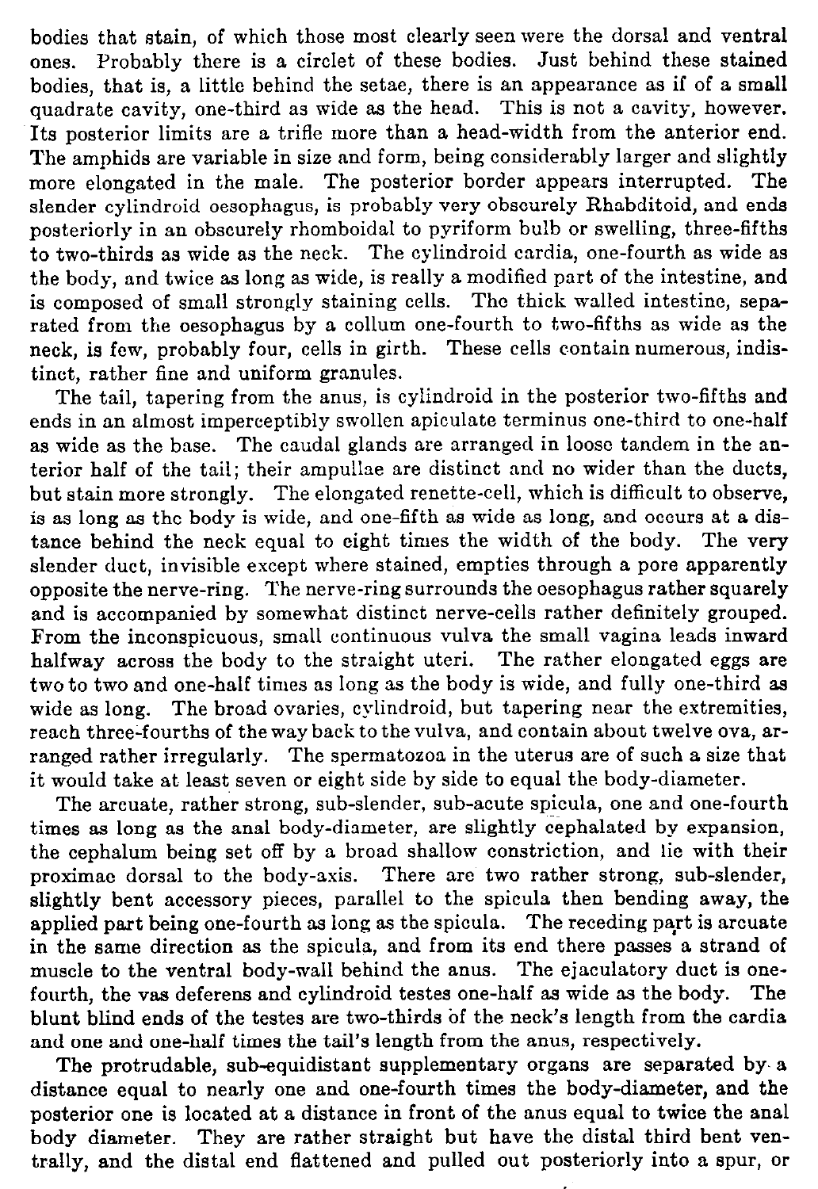bodies that stain, of which those most clearly seen were the dorsal and ventral ones. Probably there is a circlet of these bodies. Just behind these stained bodies, that is, a little behind the setae, there is an appearance as if of a small quadrate cavity, one-third as wide as the head. This is not a cavity, however. Its posterior limits are a trifle more than a head-width from the anterior end. The amphids are variable in size and form, being considerably larger and slightly more elongated in the male. The posterior border appears interrupted. The slender cylindroid oesophagus, is probably very obscurely Rhabditoid, and ends posteriorly in an obscurely rhomboidal to pyriform bulb or swelling, three-fifths to two-thirds as wide as the neck. The cylindroid cardia, one-fourth as wide as the body, and twice as long as wide, is really a modified part of the intestine, and is composed of small strongly staining cells. The thick walled intestine, separated from the oesophagus by a collum one-fourth to two-fifths as wide as the neck, is few, probably four, cells in girth. These cells contain numerous, indistinct, rather fine and uniform granules.

The tail, tapering from the anus, is cylindroid in the posterior two-fifths and ends in an almost imperceptibly swollen apiculate terminus one-third to one-half as wide as the base. The caudal glands are arranged in loose tandem in the anterior half of the tail; their ampullae are distinct and no wider than the ducts, but stain more strongly. The elongated renette-cell, which is difficult to observe, is as long as the body is wide, and one-fifth as wide as long, and occurs at a distance behind the neck equal to eight times the width of the body. The very slender duct, invisible except where stained, empties through a pore apparently opposite the nerve-ring. The nerve-ring surrounds the oesophagus rather squarely and is accompanied by somewhat distinct nerve-cells rather definitely grouped. From the inconspicuous, small continuous vulva the small vagina leads inward halfway across the body to the straight uteri. The rather elongated eggs are two to two and one-half times as long as the body is wide, and fully one-third as wide as long. The broad ovaries, cylindroid, but tapering near the extremities, reach three-fourths of the way back to the vulva, and contain about twelve ova, arranged rather irregularly. The spermatozoa in the uterus are of such a size that it would take at least seven or eight side by side to equal the body-diameter.

The arcuate, rather strong, sub-slender, sub-acute spicula, one and one-fourth times as long as the anal body-diameter, are slightly cephalated by expansion, the cephalum being set off by a broad shallow constriction, and lie with their proximae dorsal to the body-axis. There are two rather strong, sub-slender, slightly bent accessory pieces, parallel to the spicula then bending away, the applied part being one-fourth as long as the spicula. The receding part is arcuate in the same direction as the spicula, and from its end there passes a strand of muscle to the ventral body-wall behind the anus. The ejaculatory duct is one-fourth, the vas deferens and cylindroid testes one-half as wide as the body. The blunt blind ends of the testes are two-thirds of the neck's length from the cardia and one and one-half times the tail's length from the anus, respectively.

The protrudable, sub-equidistant supplementary organs are separated by a distance equal to nearly one and one-fourth times the body-diameter, and the posterior one is located at a distance in front of the anus equal to twice the anal body diameter. They are rather straight but have the distal third bent ventrally, and the distal end flattened and pulled out posteriorly into a spur, or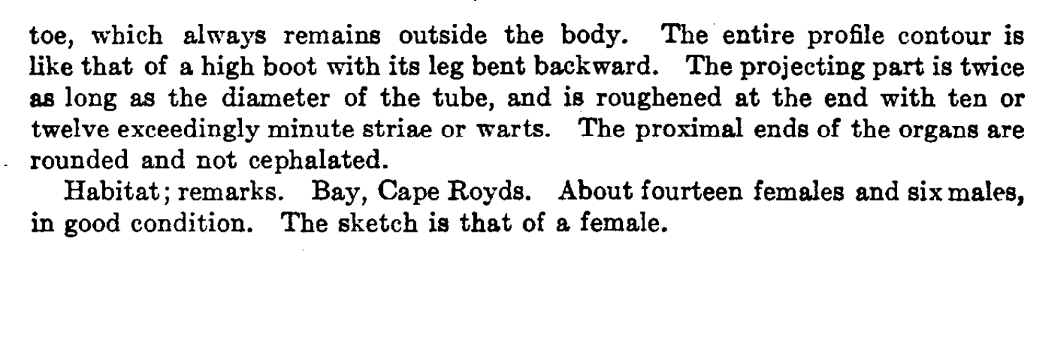toe, which always remains outside the body. The entire profile contour is like that of a high boot with its leg bent backward. The projecting part is twice as long as the diameter of the tube, and is roughened at the end with ten or twelve exceedingly minute striae or warts. The proximal ends of the organs are rounded and not cephalated.

Habitat; remarks. Bay, Cape Royds. About fourteen females and six males, in good condition. The sketch is that of a female.